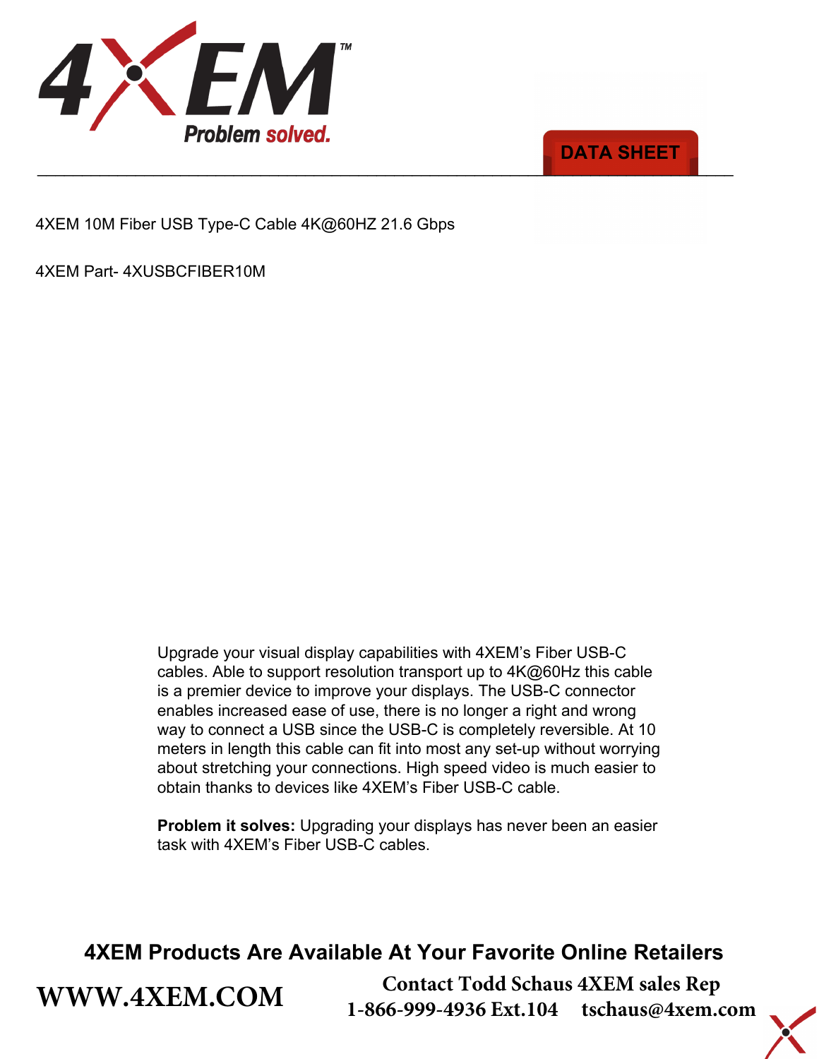4XEM™ Problem solved.

DATA SHEET

4XEM 10M Fiber USB Type-C Cable 4K@60HZ 21.6 Gbps

4XEM Part- 4XUSBCFIBER10M

Upgrade your visual display capabilities with 4XEM's Fiber USB-C cables. Able to support resolution transport up to 4K@60Hz this cable is a premier device to improve your displays. The USB-C connector enables increased ease of use, there is no longer a right and wrong way to connect a USB since the USB-C is completely reversible. At 10 meters in length this cable can fit into most any set-up without worrying about stretching your connections. High speed video is much easier to obtain thanks to devices like 4XEM's Fiber USB-C cable.

**Problem it solves:** Upgrading your displays has never been an easier task with 4XEM's Fiber USB-C cables.

**4XEM Products Are Available At Your Favorite Online Retailers**

**WWW.4XEM.COM**

**Contact Todd Schaus 4XEM sales Rep**
**1-866-999-4936 Ext.104 tschaus@4xem.com**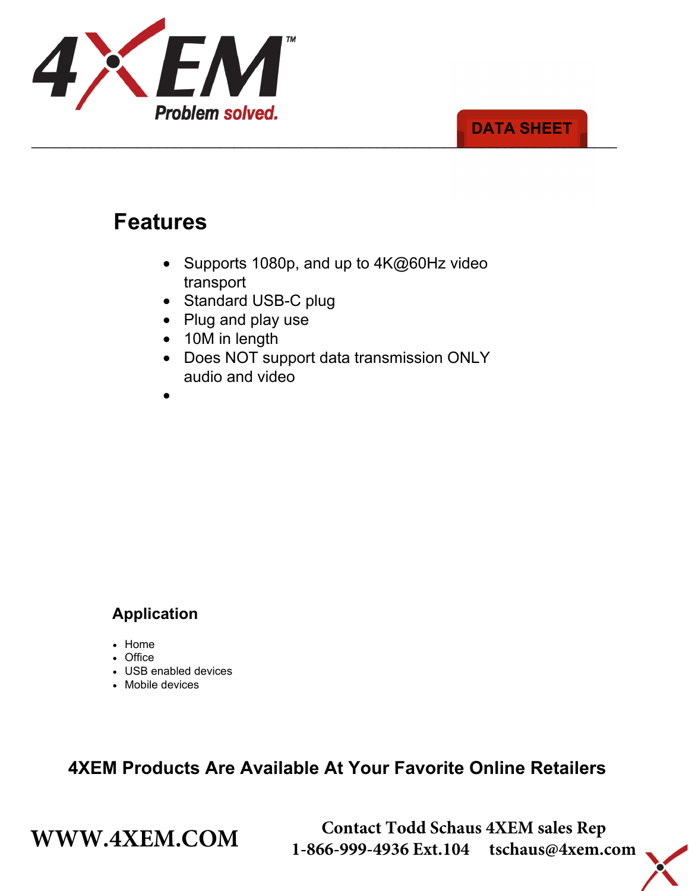# 4XEM

Problem solved.

DATA SHEET

## Features

- Supports 1080p, and up to 4K@60Hz video transport
- Standard USB-C plug
- Plug and play use
- 10M in length
- Does NOT support data transmission ONLY audio and video
- 

### Application

- Home
- Office
- USB enabled devices
- Mobile devices

**4XEM Products Are Available At Your Favorite Online Retailers**

**WWW.4XEM.COM**

**Contact Todd Schaus 4XEM sales Rep**
**1-866-999-4936 Ext.104 tschaus@4xem.com**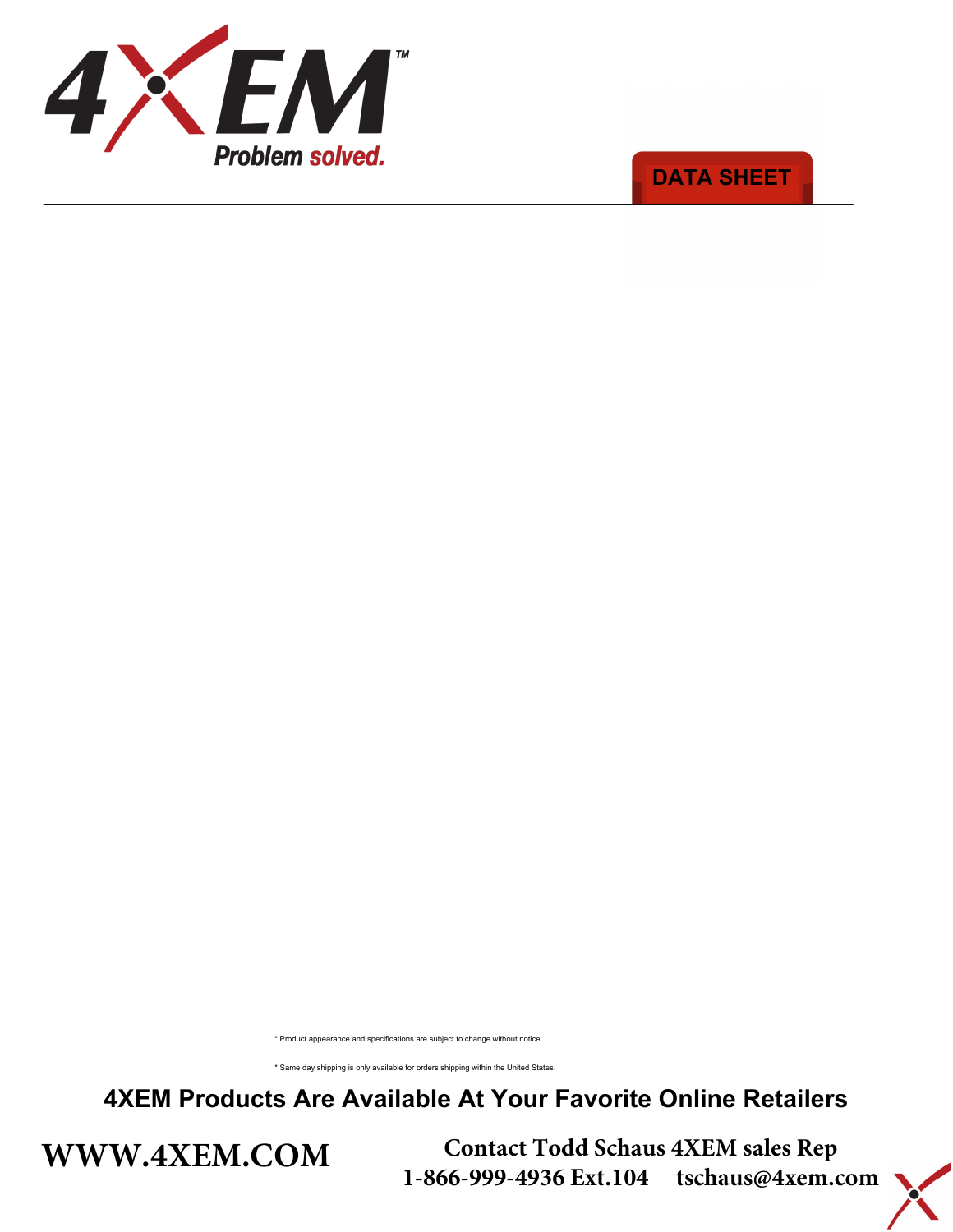DATA SHEET

\* Product appearance and specifications are subject to change without notice.

\* Same day shipping is only available for orders shipping within the United States.

**4XEM Products Are Available At Your Favorite Online Retailers**

**WWW.4XEM.COM**

**Contact Todd Schaus 4XEM sales Rep**
**1-866-999-4936 Ext.104 tschaus@4xem.com**